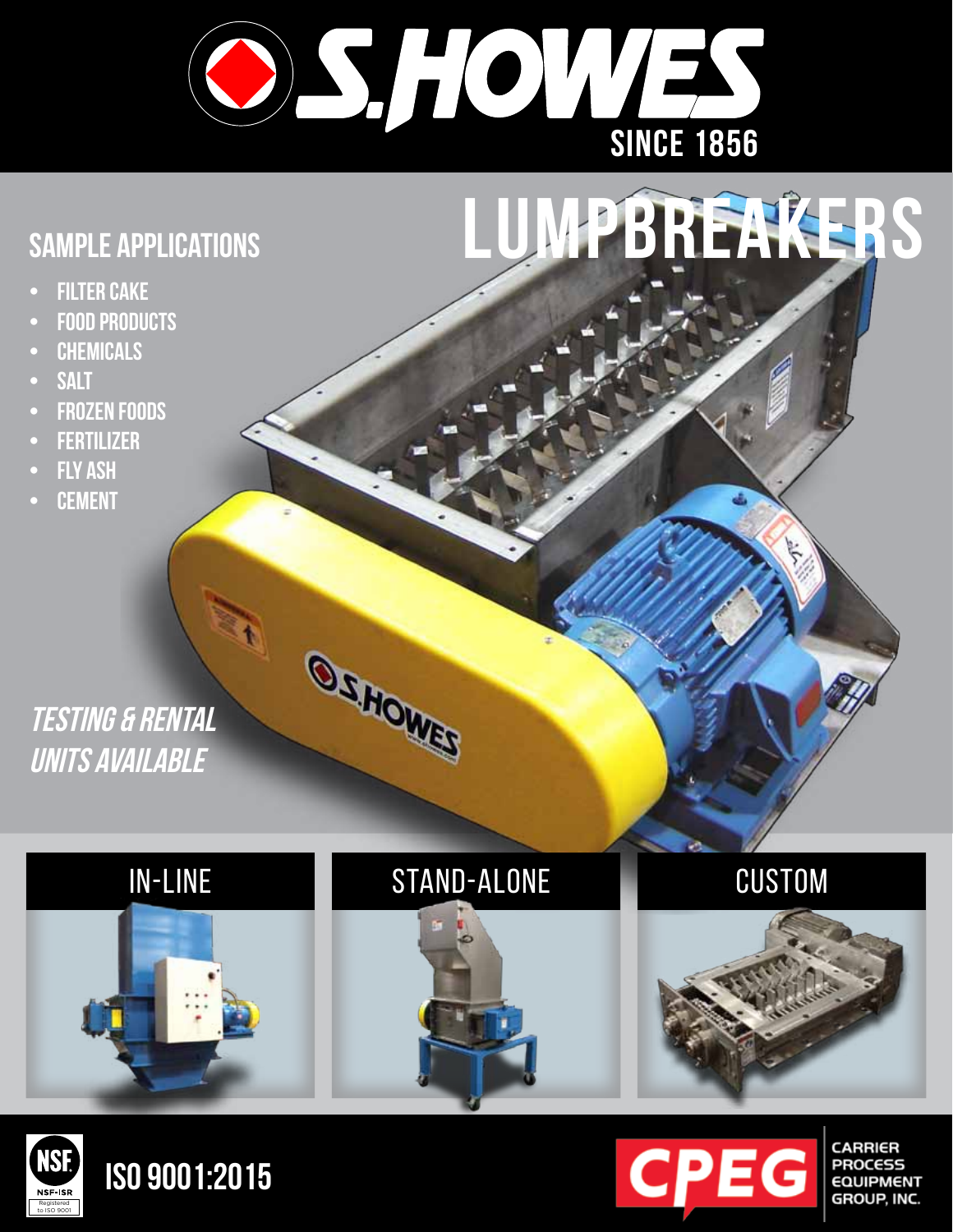# S.HOWES

SINCE 1856

# LUMPBREAKERS

## SAMPLE APPLICATIONS

- FILTER CAKE
- FOOD PRODUCTS
- CHEMICALS
- SALT
- FROZEN FOODS
- FERTILIZER
- FLY ASH
- CEMENT

*TESTING & RENTAL UNITS AVAILABLE*

IN-LINE

STAND-ALONE

CUSTOM

NSF-ISR Registered to ISO 9001

**ISO 9001:2015**

CPEG CARRIER PROCESS EQUIPMENT GROUP, INC.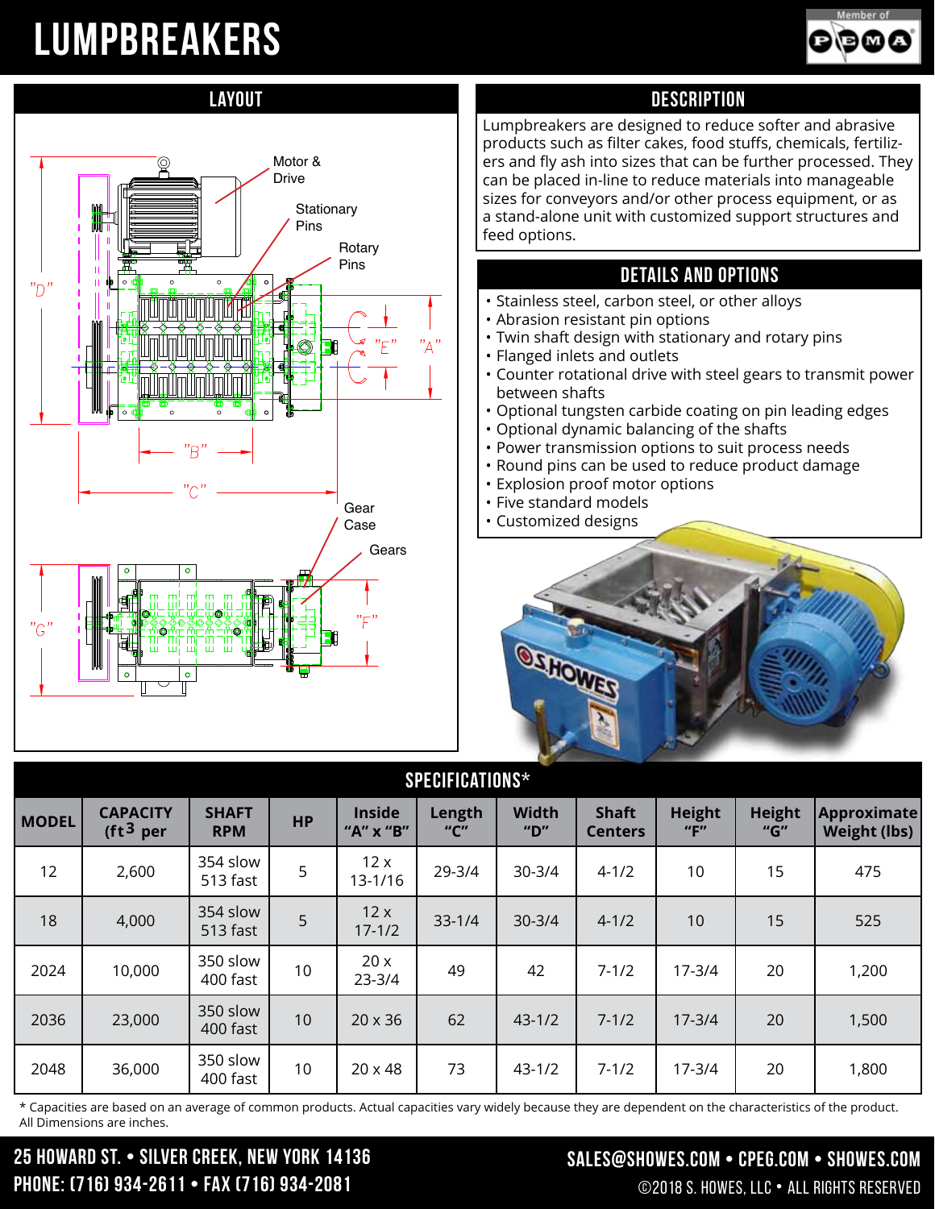# LUMPBREAKERS

Member of PEMA

## LAYOUT

Motor & Drive

Stationary Pins

Rotary Pins

Gear Case

Gears

"A"

"B"

"C"

"D"

"E"

"F"

"G"

## DESCRIPTION

Lumpbreakers are designed to reduce softer and abrasive products such as filter cakes, food stuffs, chemicals, fertilizers and fly ash into sizes that can be further processed. They can be placed in-line to reduce materials into manageable sizes for conveyors and/or other process equipment, or as a stand-alone unit with customized support structures and feed options.

## DETAILS AND OPTIONS

- Stainless steel, carbon steel, or other alloys
- Abrasion resistant pin options
- Twin shaft design with stationary and rotary pins
- Flanged inlets and outlets
- Counter rotational drive with steel gears to transmit power between shafts
- Optional tungsten carbide coating on pin leading edges
- Optional dynamic balancing of the shafts
- Power transmission options to suit process needs
- Round pins can be used to reduce product damage
- Explosion proof motor options
- Five standard models
- Customized designs

## SPECIFICATIONS*

| MODEL | CAPACITY (ft$^3$ per | SHAFT RPM | HP | Inside "A" x "B" | Length "C" | Width "D" | Shaft Centers | Height "F" | Height "G" | Approximate Weight (lbs) |
|---|---|---|---|---|---|---|---|---|---|---|
| 12 | 2,600 | 354 slow 513 fast | 5 | 12 x 13-1/16 | 29-3/4 | 30-3/4 | 4-1/2 | 10 | 15 | 475 |
| 18 | 4,000 | 354 slow 513 fast | 5 | 12 x 17-1/2 | 33-1/4 | 30-3/4 | 4-1/2 | 10 | 15 | 525 |
| 2024 | 10,000 | 350 slow 400 fast | 10 | 20 x 23-3/4 | 49 | 42 | 7-1/2 | 17-3/4 | 20 | 1,200 |
| 2036 | 23,000 | 350 slow 400 fast | 10 | 20 x 36 | 62 | 43-1/2 | 7-1/2 | 17-3/4 | 20 | 1,500 |
| 2048 | 36,000 | 350 slow 400 fast | 10 | 20 x 48 | 73 | 43-1/2 | 7-1/2 | 17-3/4 | 20 | 1,800 |

* Capacities are based on an average of common products. Actual capacities vary widely because they are dependent on the characteristics of the product.
All Dimensions are inches.

25 HOWARD ST. • SILVER CREEK, NEW YORK 14136
PHONE: (716) 934-2611 • FAX (716) 934-2081

SALES@SHOWES.COM • CPEG.COM • SHOWES.COM
©2018 S. HOWES, LLC • ALL RIGHTS RESERVED